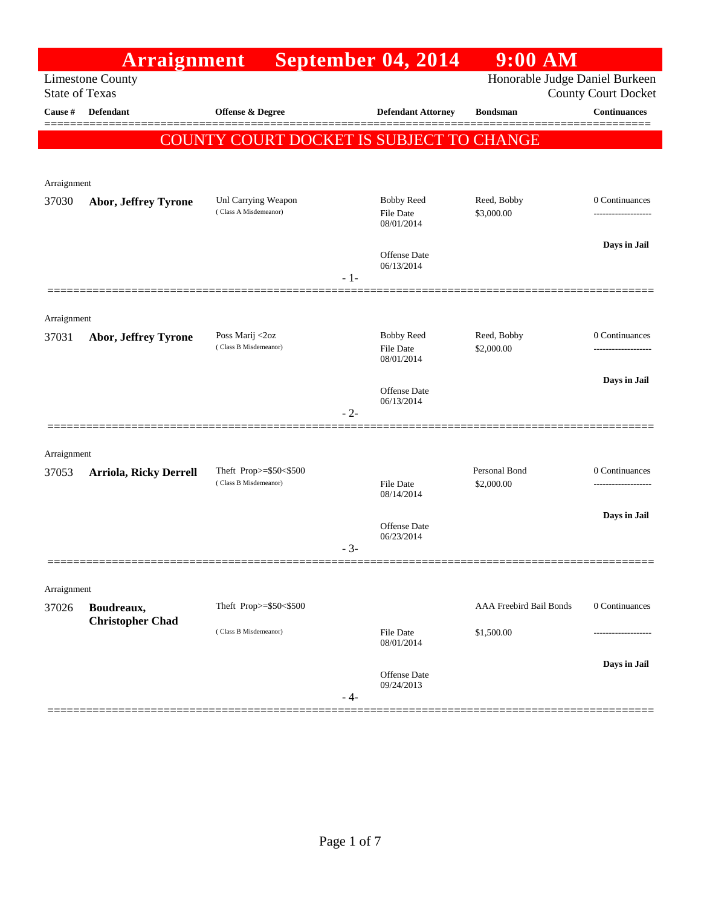# Arraignment September 04, 2014 9:00 AM

Limestone County
State of Texas

Honorable Judge Daniel Burkeen
County Court Docket

**COUNTY COURT DOCKET IS SUBJECT TO CHANGE**

| Cause # | Defendant | Offense & Degree | Defendant Attorney | Bondsman | Continuances |
|---|---|---|---|---|---|
| Arraignment | | | | | |
| 37030 | **Abor, Jeffrey Tyrone** | Unl Carrying Weapon (Class A Misdemeanor) | Bobby Reed<br>File Date 08/01/2014<br>Offense Date 06/13/2014 | Reed, Bobby<br>$3,000.00 | 0 Continuances<br>**Days in Jail** |
| Arraignment | | | | | |
| 37031 | **Abor, Jeffrey Tyrone** | Poss Marij <2oz (Class B Misdemeanor) | Bobby Reed<br>File Date 08/01/2014<br>Offense Date 06/13/2014 | Reed, Bobby<br>$2,000.00 | 0 Continuances<br>**Days in Jail** |
| Arraignment | | | | | |
| 37053 | **Arriola, Ricky Derrell** | Theft Prop>=$50<$500 (Class B Misdemeanor) | File Date 08/14/2014<br>Offense Date 06/23/2014 | Personal Bond<br>$2,000.00 | 0 Continuances<br>**Days in Jail** |
| Arraignment | | | | | |
| 37026 | **Boudreaux, Christopher Chad** | Theft Prop>=$50<$500 (Class B Misdemeanor) | File Date 08/01/2014<br>Offense Date 09/24/2013 | AAA Freebird Bail Bonds<br>$1,500.00 | 0 Continuances<br>**Days in Jail** |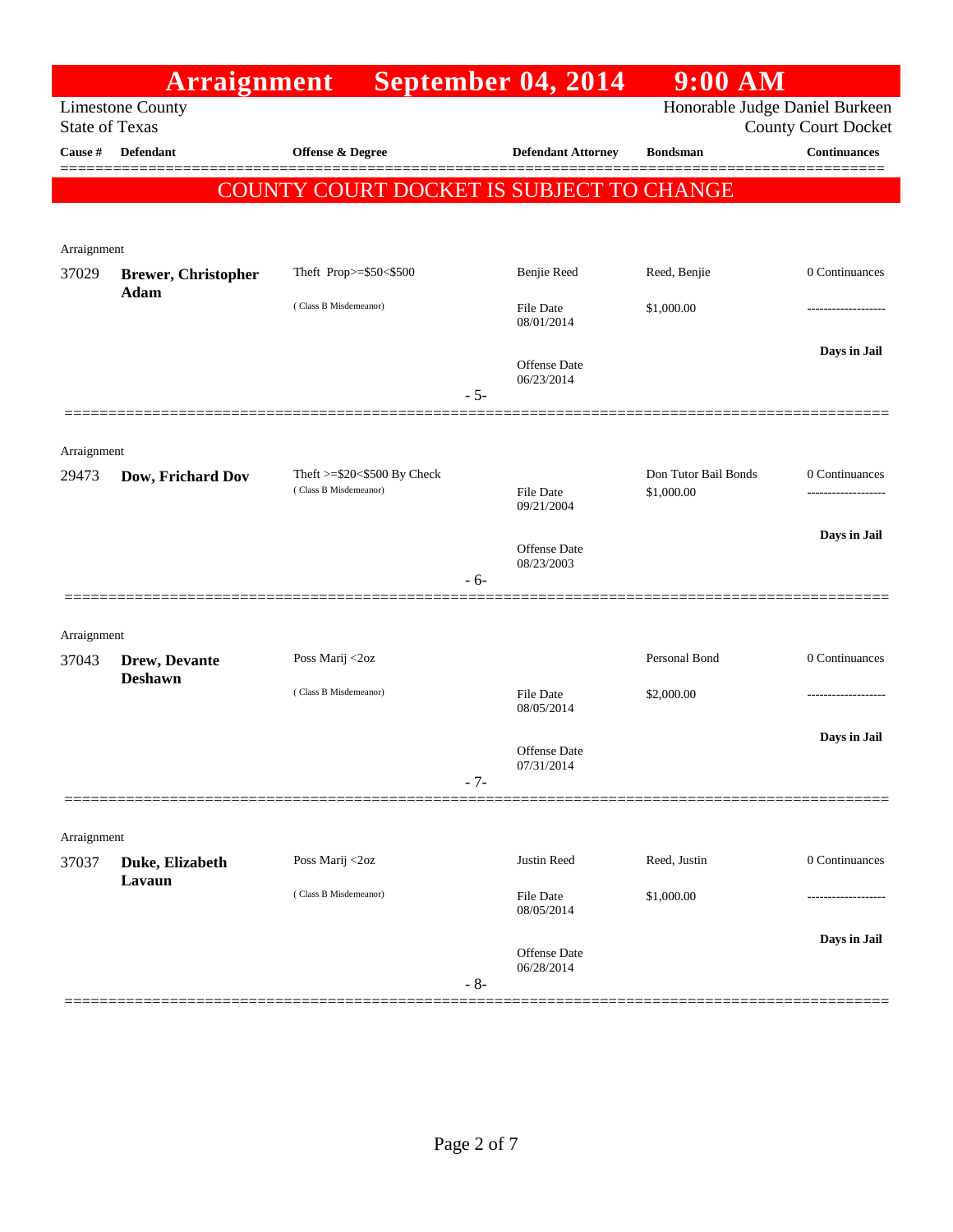# Arraignment September 04, 2014 9:00 AM

Limestone County
State of Texas

Honorable Judge Daniel Burkeen
County Court Docket

| Cause # | Defendant | Offense & Degree | Defendant Attorney | Bondsman | Continuances |
|---|---|---|---|---|---|

**COUNTY COURT DOCKET IS SUBJECT TO CHANGE**

Arraignment

| Cause # | Defendant | Offense & Degree | Defendant Attorney | Bondsman | Continuances |
|---|---|---|---|---|---|
| 37029 | **Brewer, Christopher Adam** | Theft Prop>=$50<$500 (Class B Misdemeanor) | Benjie Reed<br>File Date 08/01/2014<br>Offense Date 06/23/2014 | Reed, Benjie<br>$1,000.00 | 0 Continuances<br>-------------------<br>**Days in Jail** |

- 5-

Arraignment

| Cause # | Defendant | Offense & Degree | Defendant Attorney | Bondsman | Continuances |
|---|---|---|---|---|---|
| 29473 | **Dow, Frichard Dov** | Theft >=$20<$500 By Check (Class B Misdemeanor) | File Date 09/21/2004<br>Offense Date 08/23/2003 | Don Tutor Bail Bonds<br>$1,000.00 | 0 Continuances<br>-------------------<br>**Days in Jail** |

- 6-

Arraignment

| Cause # | Defendant | Offense & Degree | Defendant Attorney | Bondsman | Continuances |
|---|---|---|---|---|---|
| 37043 | **Drew, Devante Deshawn** | Poss Marij <2oz (Class B Misdemeanor) | File Date 08/05/2014<br>Offense Date 07/31/2014 | Personal Bond<br>$2,000.00 | 0 Continuances<br>-------------------<br>**Days in Jail** |

- 7-

Arraignment

| Cause # | Defendant | Offense & Degree | Defendant Attorney | Bondsman | Continuances |
|---|---|---|---|---|---|
| 37037 | **Duke, Elizabeth Lavaun** | Poss Marij <2oz (Class B Misdemeanor) | Justin Reed<br>File Date 08/05/2014<br>Offense Date 06/28/2014 | Reed, Justin<br>$1,000.00 | 0 Continuances<br>-------------------<br>**Days in Jail** |

- 8-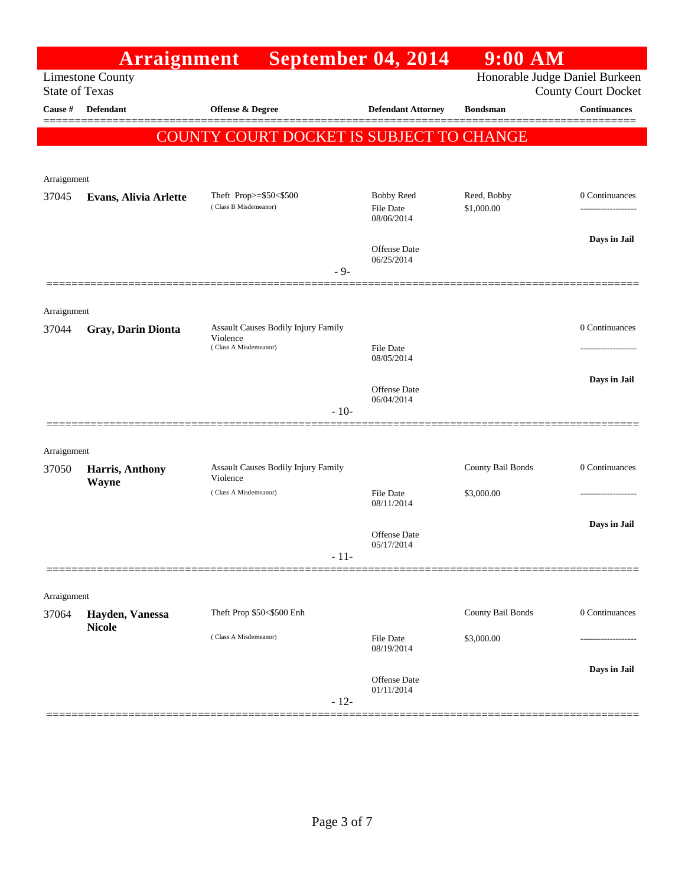# Arraignment September 04, 2014 9:00 AM

Limestone County
State of Texas

Honorable Judge Daniel Burkeen
County Court Docket

**COUNTY COURT DOCKET IS SUBJECT TO CHANGE**

| Cause # | Defendant | Offense & Degree | Defendant Attorney | Bondsman | Continuances |
|---|---|---|---|---|---|
| Arraignment | | | | | |
| 37045 | **Evans, Alivia Arlette** | Theft Prop>=$50<$500 (Class B Misdemeanor) | Bobby Reed<br>File Date 08/06/2014<br>Offense Date 06/25/2014 | Reed, Bobby<br>$1,000.00 | 0 Continuances<br>-------------------<br>**Days in Jail** |
| | | | - 9- | | |
| Arraignment | | | | | |
| 37044 | **Gray, Darin Dionta** | Assault Causes Bodily Injury Family Violence (Class A Misdemeanor) | File Date 08/05/2014<br>Offense Date 06/04/2014 | | 0 Continuances<br>-------------------<br>**Days in Jail** |
| | | | - 10- | | |
| Arraignment | | | | | |
| 37050 | **Harris, Anthony Wayne** | Assault Causes Bodily Injury Family Violence (Class A Misdemeanor) | File Date 08/11/2014<br>Offense Date 05/17/2014 | County Bail Bonds<br>$3,000.00 | 0 Continuances<br>-------------------<br>**Days in Jail** |
| | | | - 11- | | |
| Arraignment | | | | | |
| 37064 | **Hayden, Vanessa Nicole** | Theft Prop $50<$500 Enh (Class A Misdemeanor) | File Date 08/19/2014<br>Offense Date 01/11/2014 | County Bail Bonds<br>$3,000.00 | 0 Continuances<br>-------------------<br>**Days in Jail** |
| | | | - 12- | | |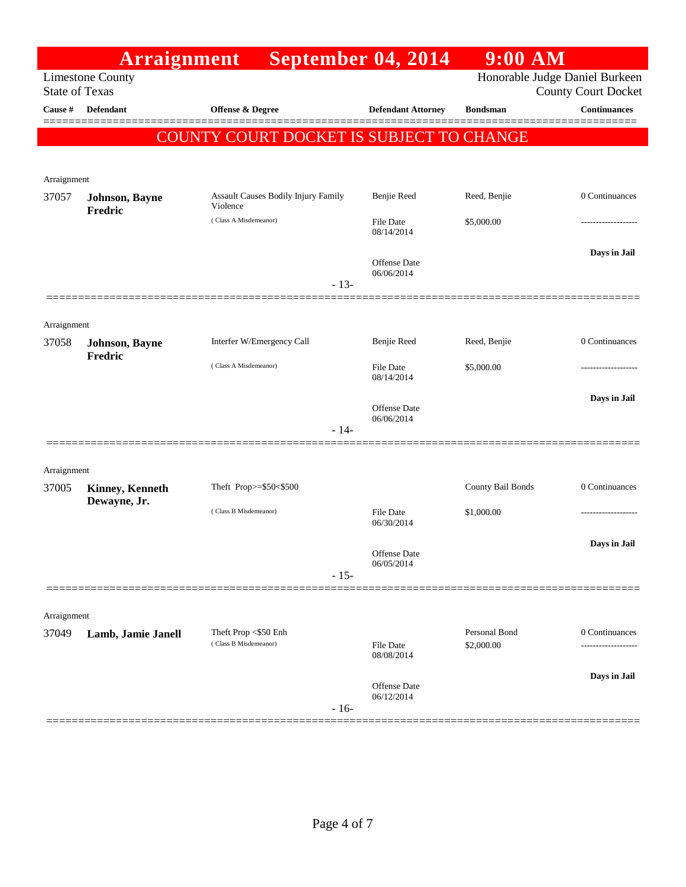# Arraignment September 04, 2014 9:00 AM

Limestone County
State of Texas

Honorable Judge Daniel Burkeen
County Court Docket

**COUNTY COURT DOCKET IS SUBJECT TO CHANGE**

| Cause # | Defendant | Offense & Degree | Defendant Attorney | Bondsman | Continuances |
|---|---|---|---|---|---|
| Arraignment | | | | | |
| 37057 | **Johnson, Bayne Fredric** | Assault Causes Bodily Injury Family Violence (Class A Misdemeanor) | Benjie Reed<br>File Date 08/14/2014<br>Offense Date 06/06/2014 | Reed, Benjie<br>$5,000.00 | 0 Continuances<br>-------------------<br>**Days in Jail** |
| | | - 13- | | | |
| Arraignment | | | | | |
| 37058 | **Johnson, Bayne Fredric** | Interfer W/Emergency Call (Class A Misdemeanor) | Benjie Reed<br>File Date 08/14/2014<br>Offense Date 06/06/2014 | Reed, Benjie<br>$5,000.00 | 0 Continuances<br>-------------------<br>**Days in Jail** |
| | | - 14- | | | |
| Arraignment | | | | | |
| 37005 | **Kinney, Kenneth Dewayne, Jr.** | Theft Prop>=$50<$500 (Class B Misdemeanor) | File Date 06/30/2014<br>Offense Date 06/05/2014 | County Bail Bonds<br>$1,000.00 | 0 Continuances<br>-------------------<br>**Days in Jail** |
| | | - 15- | | | |
| Arraignment | | | | | |
| 37049 | **Lamb, Jamie Janell** | Theft Prop <$50 Enh (Class B Misdemeanor) | File Date 08/08/2014<br>Offense Date 06/12/2014 | Personal Bond<br>$2,000.00 | 0 Continuances<br>-------------------<br>**Days in Jail** |
| | | - 16- | | | |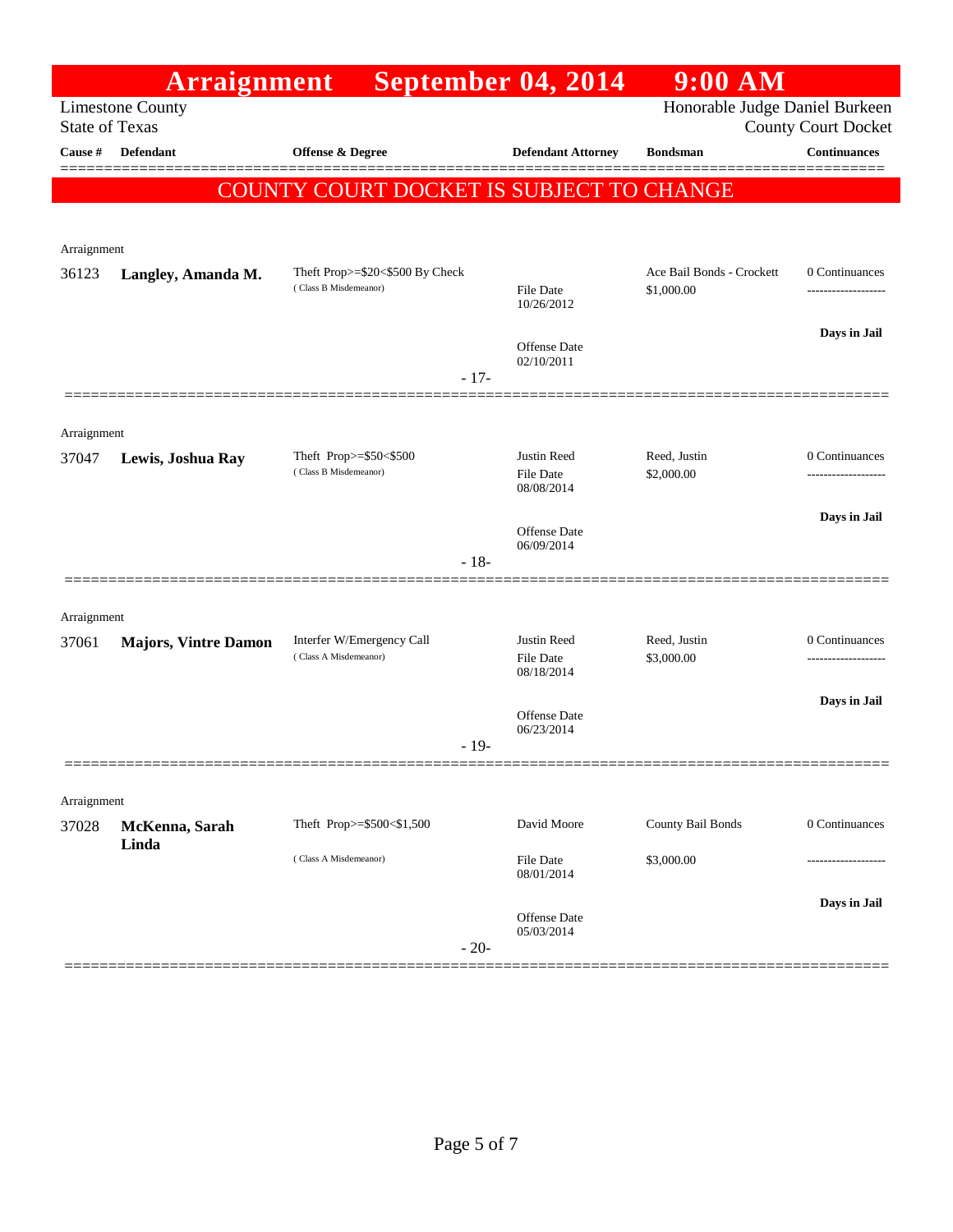# Arraignment September 04, 2014 9:00 AM

Limestone County
State of Texas

Honorable Judge Daniel Burkeen
County Court Docket

| Cause # | Defendant | Offense & Degree | Defendant Attorney | Bondsman | Continuances |
|---|---|---|---|---|---|

## COUNTY COURT DOCKET IS SUBJECT TO CHANGE

Arraignment

| Cause # | Defendant | Offense & Degree | Defendant Attorney | Bondsman | Continuances |
|---|---|---|---|---|---|
| 36123 | **Langley, Amanda M.** | Theft Prop>=$20<$500 By Check (Class B Misdemeanor) | File Date 10/26/2012<br>Offense Date 02/10/2011 | Ace Bail Bonds - Crockett<br>$1,000.00 | 0 Continuances<br>Days in Jail |

- 17-

Arraignment

| Cause # | Defendant | Offense & Degree | Defendant Attorney | Bondsman | Continuances |
|---|---|---|---|---|---|
| 37047 | **Lewis, Joshua Ray** | Theft Prop>=$50<$500 (Class B Misdemeanor) | Justin Reed<br>File Date 08/08/2014<br>Offense Date 06/09/2014 | Reed, Justin<br>$2,000.00 | 0 Continuances<br>Days in Jail |

- 18-

Arraignment

| Cause # | Defendant | Offense & Degree | Defendant Attorney | Bondsman | Continuances |
|---|---|---|---|---|---|
| 37061 | **Majors, Vintre Damon** | Interfer W/Emergency Call (Class A Misdemeanor) | Justin Reed<br>File Date 08/18/2014<br>Offense Date 06/23/2014 | Reed, Justin<br>$3,000.00 | 0 Continuances<br>Days in Jail |

- 19-

Arraignment

| Cause # | Defendant | Offense & Degree | Defendant Attorney | Bondsman | Continuances |
|---|---|---|---|---|---|
| 37028 | **McKenna, Sarah Linda** | Theft Prop>=$500<$1,500 (Class A Misdemeanor) | David Moore<br>File Date 08/01/2014<br>Offense Date 05/03/2014 | County Bail Bonds<br>$3,000.00 | 0 Continuances<br>Days in Jail |

- 20-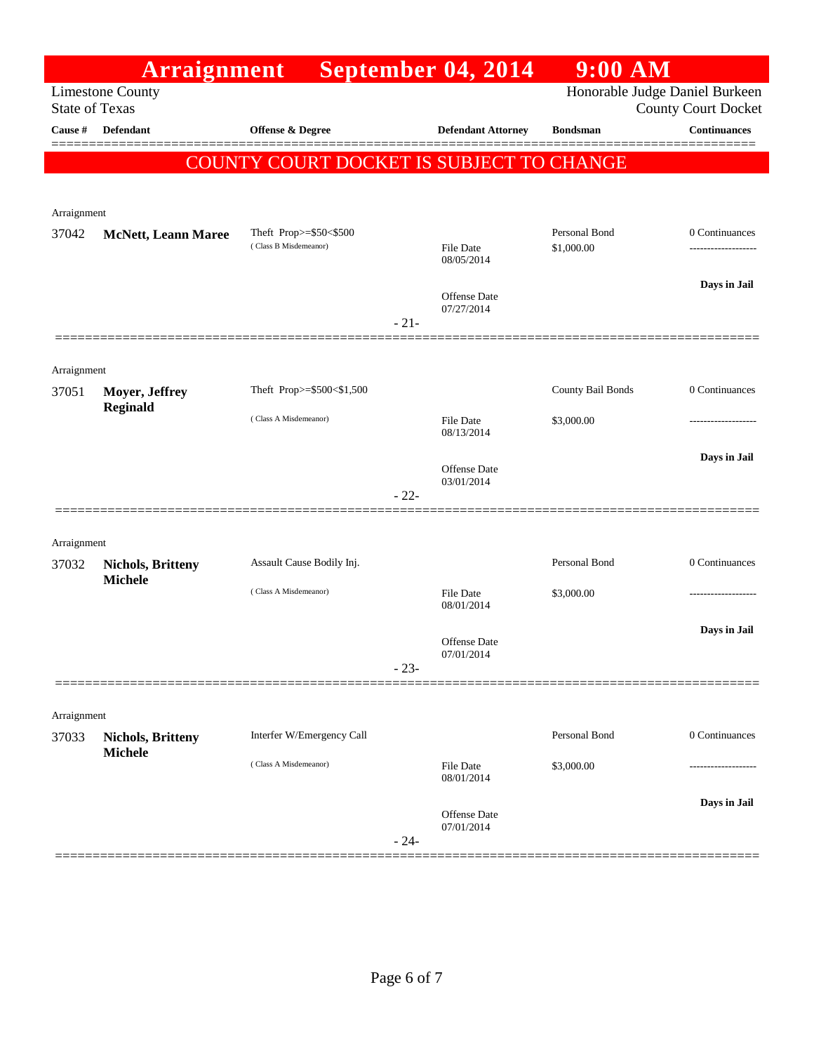# Arraignment September 04, 2014 9:00 AM

Limestone County
State of Texas

Honorable Judge Daniel Burkeen
County Court Docket

| Cause # | Defendant | Offense & Degree | Defendant Attorney | Bondsman | Continuances |
|---|---|---|---|---|---|

**COUNTY COURT DOCKET IS SUBJECT TO CHANGE**

Arraignment

| Cause # | Defendant | Offense & Degree | Defendant Attorney | Bondsman | Continuances |
|---|---|---|---|---|---|
| 37042 | **McNett, Leann Maree** | Theft Prop>=$50<$500 (Class B Misdemeanor) | File Date 08/05/2014; Offense Date 07/27/2014 | Personal Bond $1,000.00 | 0 Continuances; Days in Jail |

- 21-

Arraignment

| Cause # | Defendant | Offense & Degree | Defendant Attorney | Bondsman | Continuances |
|---|---|---|---|---|---|
| 37051 | **Moyer, Jeffrey Reginald** | Theft Prop>=$500<$1,500 (Class A Misdemeanor) | File Date 08/13/2014; Offense Date 03/01/2014 | County Bail Bonds $3,000.00 | 0 Continuances; Days in Jail |

- 22-

Arraignment

| Cause # | Defendant | Offense & Degree | Defendant Attorney | Bondsman | Continuances |
|---|---|---|---|---|---|
| 37032 | **Nichols, Britteny Michele** | Assault Cause Bodily Inj. (Class A Misdemeanor) | File Date 08/01/2014; Offense Date 07/01/2014 | Personal Bond $3,000.00 | 0 Continuances; Days in Jail |

- 23-

Arraignment

| Cause # | Defendant | Offense & Degree | Defendant Attorney | Bondsman | Continuances |
|---|---|---|---|---|---|
| 37033 | **Nichols, Britteny Michele** | Interfer W/Emergency Call (Class A Misdemeanor) | File Date 08/01/2014; Offense Date 07/01/2014 | Personal Bond $3,000.00 | 0 Continuances; Days in Jail |

- 24-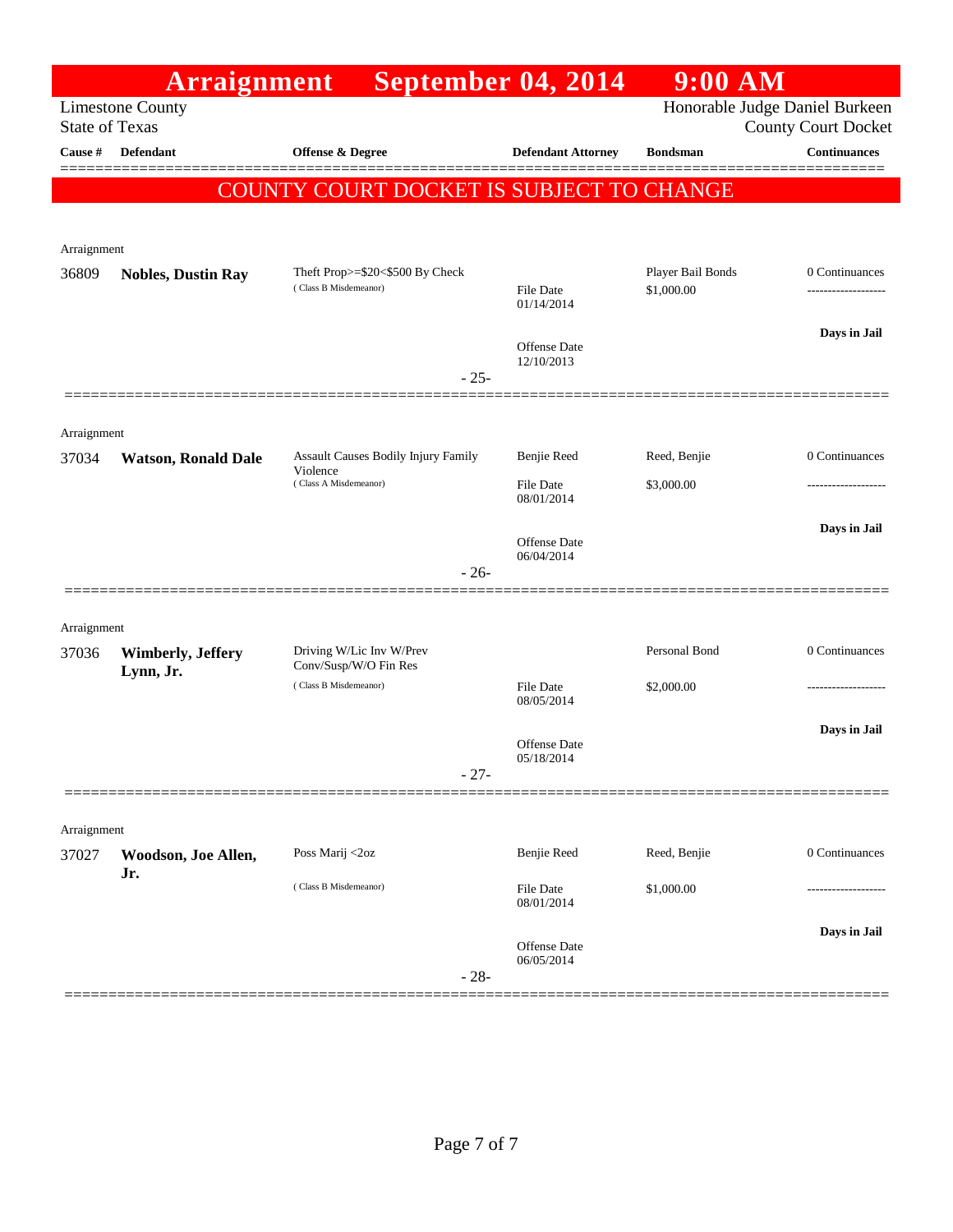# Arraignment September 04, 2014 9:00 AM

Limestone County
State of Texas

Honorable Judge Daniel Burkeen
County Court Docket

| Cause # | Defendant | Offense & Degree | Defendant Attorney | Bondsman | Continuances |
|---|---|---|---|---|---|

**COUNTY COURT DOCKET IS SUBJECT TO CHANGE**

Arraignment

| Cause # | Defendant | Offense & Degree | Defendant Attorney | Bondsman | Continuances |
|---|---|---|---|---|---|
| 36809 | **Nobles, Dustin Ray** | Theft Prop>=$20<$500 By Check (Class B Misdemeanor) | File Date 01/14/2014<br>Offense Date 12/10/2013 | Player Bail Bonds<br>$1,000.00 | 0 Continuances<br>-------------------<br>**Days in Jail** |

-25-

Arraignment

| Cause # | Defendant | Offense & Degree | Defendant Attorney | Bondsman | Continuances |
|---|---|---|---|---|---|
| 37034 | **Watson, Ronald Dale** | Assault Causes Bodily Injury Family Violence (Class A Misdemeanor) | Benjie Reed<br>File Date 08/01/2014<br>Offense Date 06/04/2014 | Reed, Benjie<br>$3,000.00 | 0 Continuances<br>-------------------<br>**Days in Jail** |

-26-

Arraignment

| Cause # | Defendant | Offense & Degree | Defendant Attorney | Bondsman | Continuances |
|---|---|---|---|---|---|
| 37036 | **Wimberly, Jeffery Lynn, Jr.** | Driving W/Lic Inv W/Prev Conv/Susp/W/O Fin Res (Class B Misdemeanor) | File Date 08/05/2014<br>Offense Date 05/18/2014 | Personal Bond<br>$2,000.00 | 0 Continuances<br>-------------------<br>**Days in Jail** |

-27-

Arraignment

| Cause # | Defendant | Offense & Degree | Defendant Attorney | Bondsman | Continuances |
|---|---|---|---|---|---|
| 37027 | **Woodson, Joe Allen, Jr.** | Poss Marij <2oz (Class B Misdemeanor) | Benjie Reed<br>File Date 08/01/2014<br>Offense Date 06/05/2014 | Reed, Benjie<br>$1,000.00 | 0 Continuances<br>-------------------<br>**Days in Jail** |

-28-